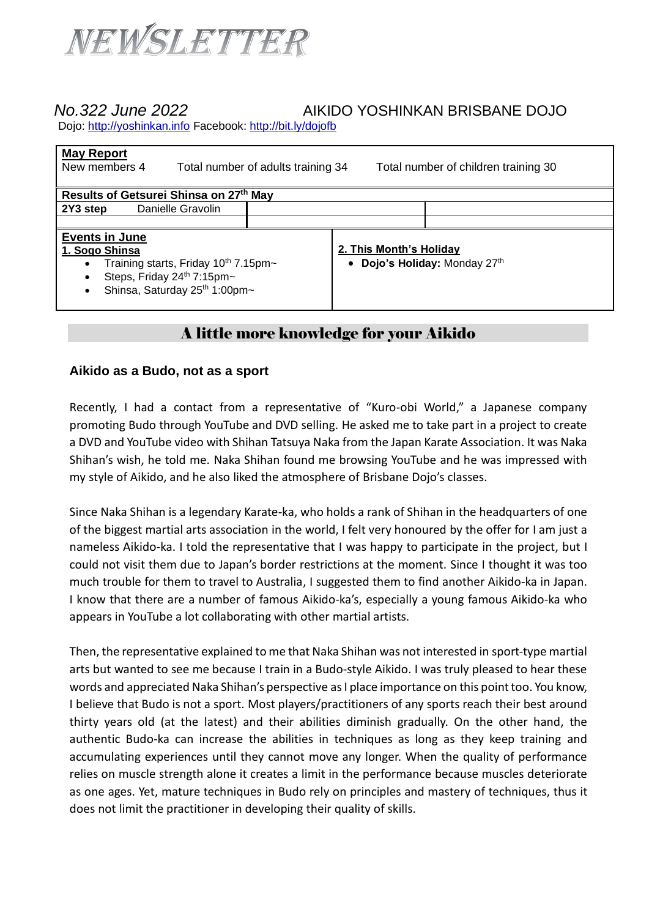# NEWSLETTER

*No.322 June 2022* AIKIDO YOSHINKAN BRISBANE DOJO

Dojo: http://yoshinkan.info Facebook: http://bit.ly/dojofb

**May Report**

New members 4 Total number of adults training 34 Total number of children training 30

**Results of Getsurei Shinsa on 27th May**

| **2Y3 step** Danielle Gravolin | | |
|---|---|---|
| | | |

**Events in June**

**1. Sogo Shinsa**

- Training starts, Friday 10th 7.15pm~
- Steps, Friday 24th 7:15pm~
- Shinsa, Saturday 25th 1:00pm~

**2. This Month's Holiday**

- **Dojo's Holiday:** Monday 27th

## A little more knowledge for your Aikido

### Aikido as a Budo, not as a sport

Recently, I had a contact from a representative of "Kuro-obi World," a Japanese company promoting Budo through YouTube and DVD selling. He asked me to take part in a project to create a DVD and YouTube video with Shihan Tatsuya Naka from the Japan Karate Association. It was Naka Shihan's wish, he told me. Naka Shihan found me browsing YouTube and he was impressed with my style of Aikido, and he also liked the atmosphere of Brisbane Dojo's classes.

Since Naka Shihan is a legendary Karate-ka, who holds a rank of Shihan in the headquarters of one of the biggest martial arts association in the world, I felt very honoured by the offer for I am just a nameless Aikido-ka. I told the representative that I was happy to participate in the project, but I could not visit them due to Japan's border restrictions at the moment. Since I thought it was too much trouble for them to travel to Australia, I suggested them to find another Aikido-ka in Japan. I know that there are a number of famous Aikido-ka's, especially a young famous Aikido-ka who appears in YouTube a lot collaborating with other martial artists.

Then, the representative explained to me that Naka Shihan was not interested in sport-type martial arts but wanted to see me because I train in a Budo-style Aikido. I was truly pleased to hear these words and appreciated Naka Shihan's perspective as I place importance on this point too. You know, I believe that Budo is not a sport. Most players/practitioners of any sports reach their best around thirty years old (at the latest) and their abilities diminish gradually. On the other hand, the authentic Budo-ka can increase the abilities in techniques as long as they keep training and accumulating experiences until they cannot move any longer. When the quality of performance relies on muscle strength alone it creates a limit in the performance because muscles deteriorate as one ages. Yet, mature techniques in Budo rely on principles and mastery of techniques, thus it does not limit the practitioner in developing their quality of skills.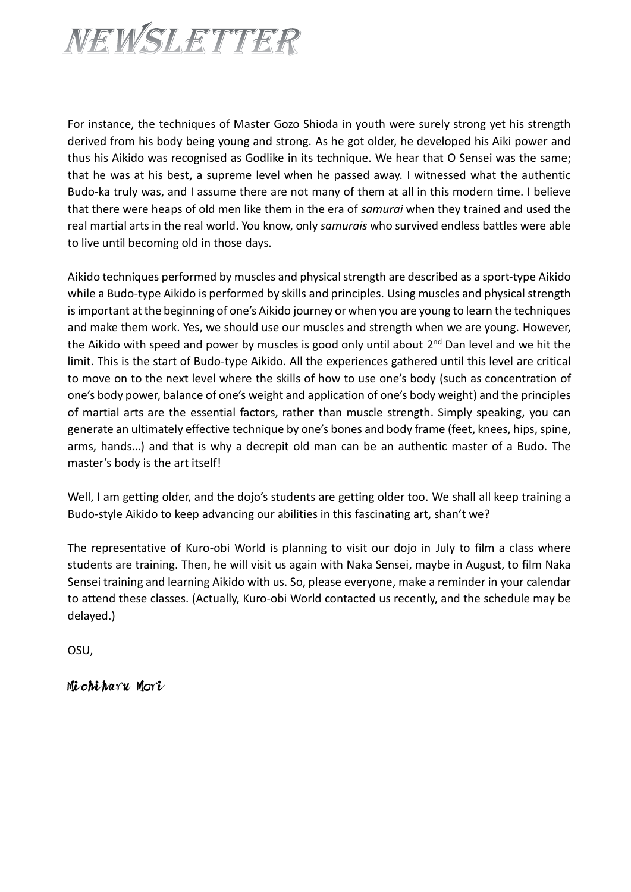# NEWSLETTER

For instance, the techniques of Master Gozo Shioda in youth were surely strong yet his strength derived from his body being young and strong. As he got older, he developed his Aiki power and thus his Aikido was recognised as Godlike in its technique. We hear that O Sensei was the same; that he was at his best, a supreme level when he passed away. I witnessed what the authentic Budo-ka truly was, and I assume there are not many of them at all in this modern time. I believe that there were heaps of old men like them in the era of *samurai* when they trained and used the real martial arts in the real world. You know, only *samurais* who survived endless battles were able to live until becoming old in those days.

Aikido techniques performed by muscles and physical strength are described as a sport-type Aikido while a Budo-type Aikido is performed by skills and principles. Using muscles and physical strength is important at the beginning of one's Aikido journey or when you are young to learn the techniques and make them work. Yes, we should use our muscles and strength when we are young. However, the Aikido with speed and power by muscles is good only until about 2nd Dan level and we hit the limit. This is the start of Budo-type Aikido. All the experiences gathered until this level are critical to move on to the next level where the skills of how to use one's body (such as concentration of one's body power, balance of one's weight and application of one's body weight) and the principles of martial arts are the essential factors, rather than muscle strength. Simply speaking, you can generate an ultimately effective technique by one's bones and body frame (feet, knees, hips, spine, arms, hands…) and that is why a decrepit old man can be an authentic master of a Budo. The master's body is the art itself!

Well, I am getting older, and the dojo's students are getting older too. We shall all keep training a Budo-style Aikido to keep advancing our abilities in this fascinating art, shan't we?

The representative of Kuro-obi World is planning to visit our dojo in July to film a class where students are training. Then, he will visit us again with Naka Sensei, maybe in August, to film Naka Sensei training and learning Aikido with us. So, please everyone, make a reminder in your calendar to attend these classes. (Actually, Kuro-obi World contacted us recently, and the schedule may be delayed.)

OSU,

Michiharu Mori